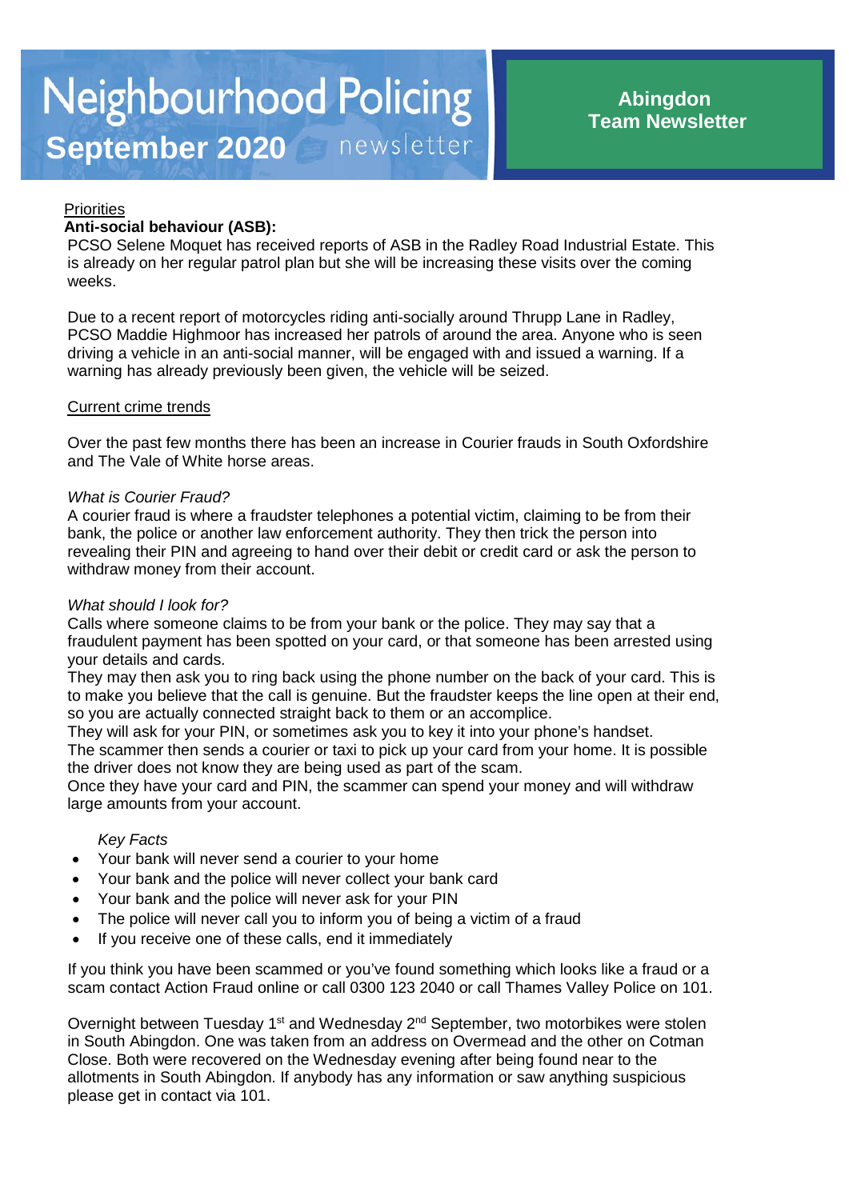# Neighbourhood Policing September 2020 newsletter

## Abingdon Team Newsletter

Priorities

**Anti-social behaviour (ASB):**

PCSO Selene Moquet has received reports of ASB in the Radley Road Industrial Estate. This is already on her regular patrol plan but she will be increasing these visits over the coming weeks.

Due to a recent report of motorcycles riding anti-socially around Thrupp Lane in Radley, PCSO Maddie Highmoor has increased her patrols of around the area. Anyone who is seen driving a vehicle in an anti-social manner, will be engaged with and issued a warning. If a warning has already previously been given, the vehicle will be seized.

Current crime trends

Over the past few months there has been an increase in Courier frauds in South Oxfordshire and The Vale of White horse areas.

*What is Courier Fraud?*

A courier fraud is where a fraudster telephones a potential victim, claiming to be from their bank, the police or another law enforcement authority. They then trick the person into revealing their PIN and agreeing to hand over their debit or credit card or ask the person to withdraw money from their account.

*What should I look for?*

Calls where someone claims to be from your bank or the police. They may say that a fraudulent payment has been spotted on your card, or that someone has been arrested using your details and cards.

They may then ask you to ring back using the phone number on the back of your card. This is to make you believe that the call is genuine. But the fraudster keeps the line open at their end, so you are actually connected straight back to them or an accomplice.

They will ask for your PIN, or sometimes ask you to key it into your phone's handset.

The scammer then sends a courier or taxi to pick up your card from your home. It is possible the driver does not know they are being used as part of the scam.

Once they have your card and PIN, the scammer can spend your money and will withdraw large amounts from your account.

*Key Facts*

- Your bank will never send a courier to your home
- Your bank and the police will never collect your bank card
- Your bank and the police will never ask for your PIN
- The police will never call you to inform you of being a victim of a fraud
- If you receive one of these calls, end it immediately

If you think you have been scammed or you've found something which looks like a fraud or a scam contact Action Fraud online or call 0300 123 2040 or call Thames Valley Police on 101.

Overnight between Tuesday 1st and Wednesday 2nd September, two motorbikes were stolen in South Abingdon. One was taken from an address on Overmead and the other on Cotman Close. Both were recovered on the Wednesday evening after being found near to the allotments in South Abingdon. If anybody has any information or saw anything suspicious please get in contact via 101.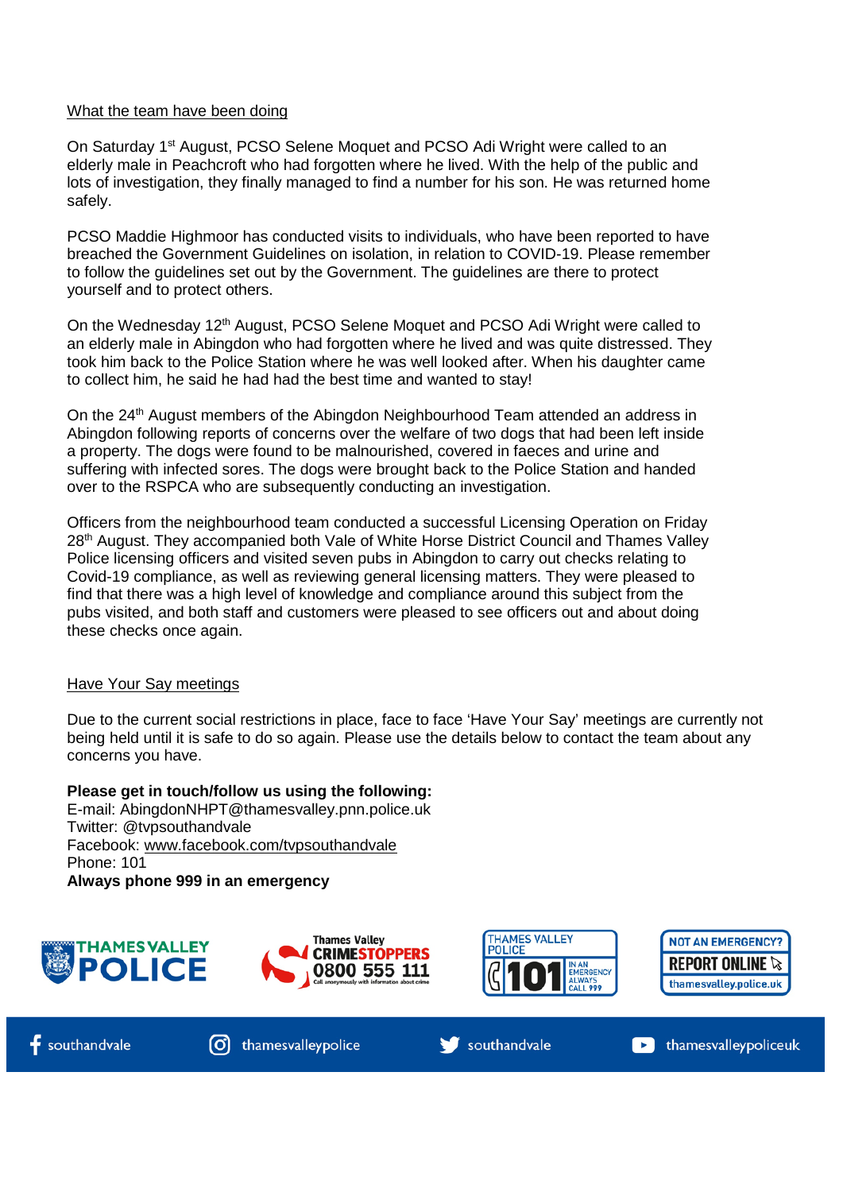What the team have been doing

On Saturday 1st August, PCSO Selene Moquet and PCSO Adi Wright were called to an elderly male in Peachcroft who had forgotten where he lived. With the help of the public and lots of investigation, they finally managed to find a number for his son. He was returned home safely.

PCSO Maddie Highmoor has conducted visits to individuals, who have been reported to have breached the Government Guidelines on isolation, in relation to COVID-19. Please remember to follow the guidelines set out by the Government. The guidelines are there to protect yourself and to protect others.

On the Wednesday 12th August, PCSO Selene Moquet and PCSO Adi Wright were called to an elderly male in Abingdon who had forgotten where he lived and was quite distressed. They took him back to the Police Station where he was well looked after. When his daughter came to collect him, he said he had had the best time and wanted to stay!

On the 24th August members of the Abingdon Neighbourhood Team attended an address in Abingdon following reports of concerns over the welfare of two dogs that had been left inside a property. The dogs were found to be malnourished, covered in faeces and urine and suffering with infected sores. The dogs were brought back to the Police Station and handed over to the RSPCA who are subsequently conducting an investigation.

Officers from the neighbourhood team conducted a successful Licensing Operation on Friday 28th August. They accompanied both Vale of White Horse District Council and Thames Valley Police licensing officers and visited seven pubs in Abingdon to carry out checks relating to Covid-19 compliance, as well as reviewing general licensing matters. They were pleased to find that there was a high level of knowledge and compliance around this subject from the pubs visited, and both staff and customers were pleased to see officers out and about doing these checks once again.

Have Your Say meetings

Due to the current social restrictions in place, face to face 'Have Your Say' meetings are currently not being held until it is safe to do so again. Please use the details below to contact the team about any concerns you have.

**Please get in touch/follow us using the following:**
E-mail: AbingdonNHPT@thamesvalley.pnn.police.uk
Twitter: @tvpsouthandvale
Facebook: www.facebook.com/tvpsouthandvale
Phone: 101
**Always phone 999 in an emergency**

THAMES VALLEY POLICE

Thames Valley CRIMESTOPPERS 0800 555 111 Call anonymously with information about crime

THAMES VALLEY POLICE 101 IN AN EMERGENCY ALWAYS CALL 999

NOT AN EMERGENCY? REPORT ONLINE thamesvalley.police.uk

southandvale thamesvalleypolice southandvale thamesvalleypoliceuk